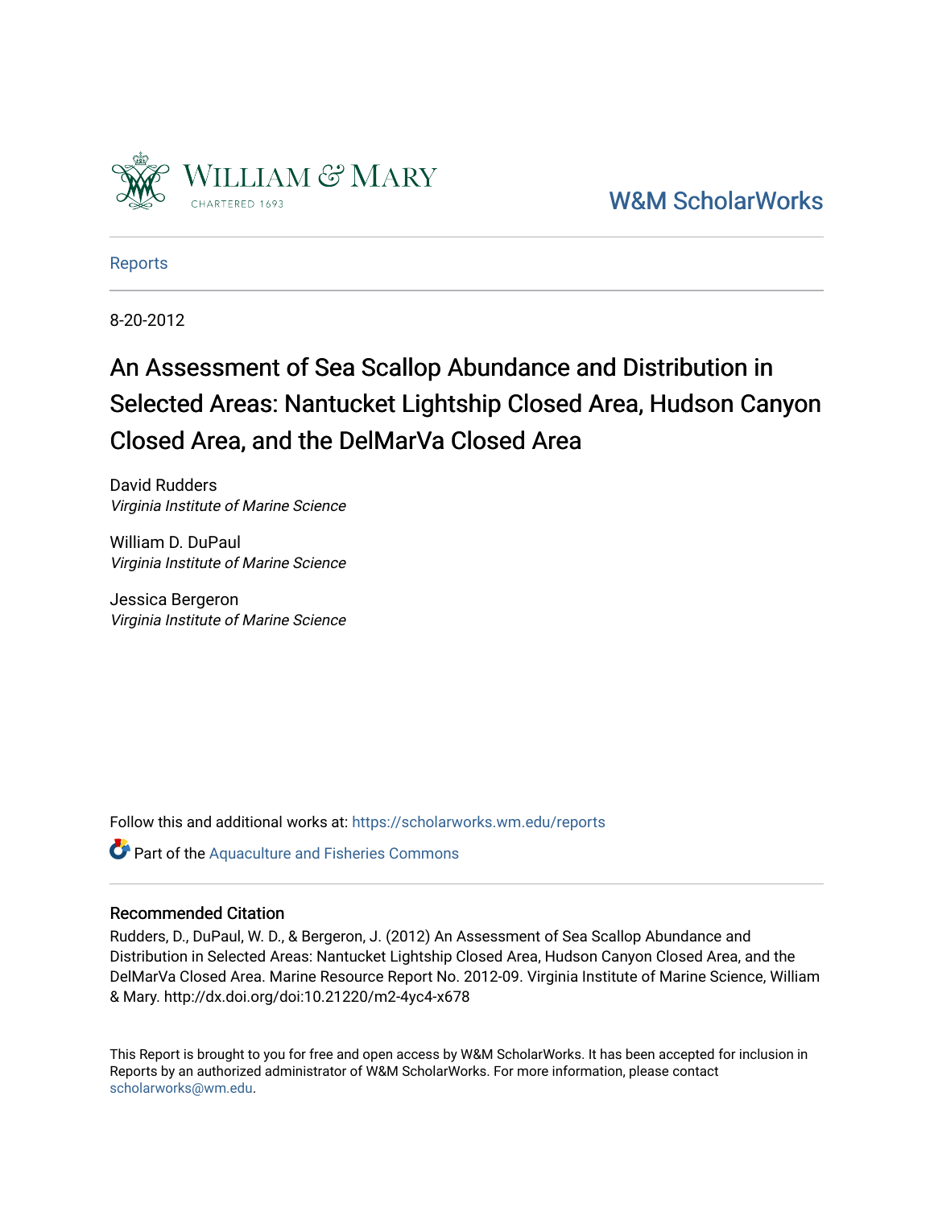William & Mary

CHARTERED 1693

W&M ScholarWorks

Reports

8-20-2012

# An Assessment of Sea Scallop Abundance and Distribution in Selected Areas: Nantucket Lightship Closed Area, Hudson Canyon Closed Area, and the DelMarVa Closed Area

David Rudders
*Virginia Institute of Marine Science*

William D. DuPaul
*Virginia Institute of Marine Science*

Jessica Bergeron
*Virginia Institute of Marine Science*

Follow this and additional works at: https://scholarworks.wm.edu/reports

Part of the Aquaculture and Fisheries Commons

## Recommended Citation

Rudders, D., DuPaul, W. D., & Bergeron, J. (2012) An Assessment of Sea Scallop Abundance and Distribution in Selected Areas: Nantucket Lightship Closed Area, Hudson Canyon Closed Area, and the DelMarVa Closed Area. Marine Resource Report No. 2012-09. Virginia Institute of Marine Science, William & Mary. http://dx.doi.org/doi:10.21220/m2-4yc4-x678

This Report is brought to you for free and open access by W&M ScholarWorks. It has been accepted for inclusion in Reports by an authorized administrator of W&M ScholarWorks. For more information, please contact scholarworks@wm.edu.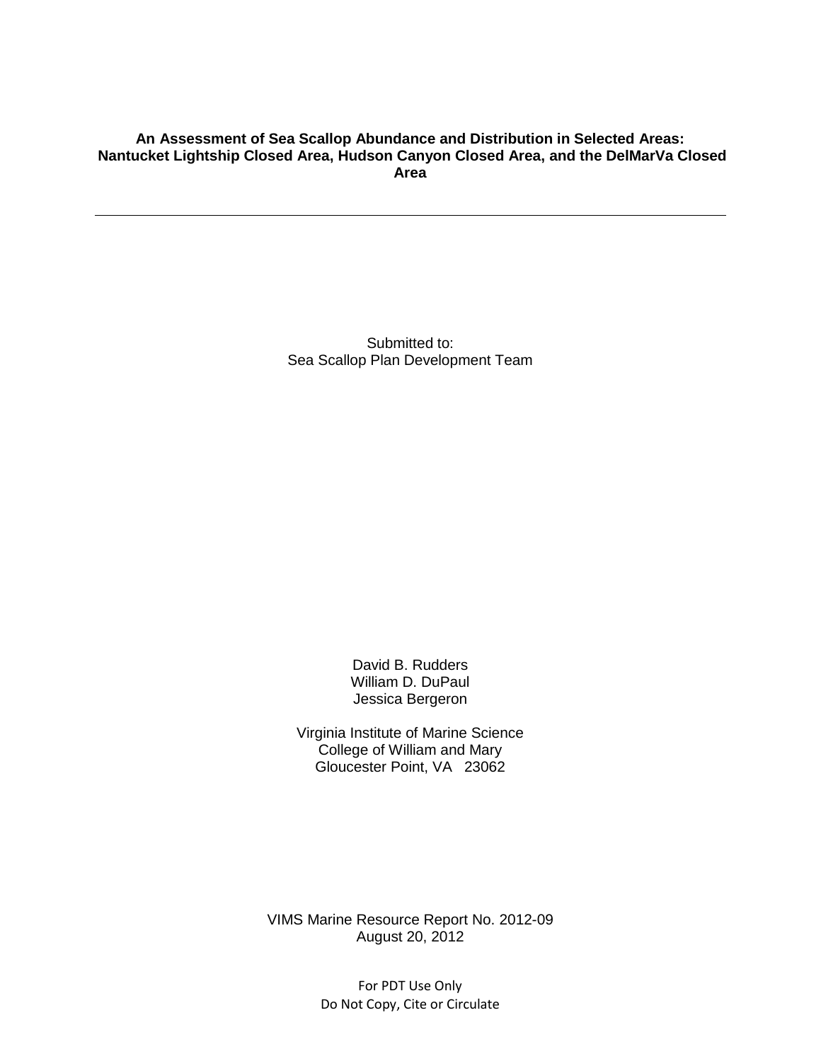**An Assessment of Sea Scallop Abundance and Distribution in Selected Areas: Nantucket Lightship Closed Area, Hudson Canyon Closed Area, and the DelMarVa Closed Area**

---

Submitted to:
Sea Scallop Plan Development Team

David B. Rudders
William D. DuPaul
Jessica Bergeron

Virginia Institute of Marine Science
College of William and Mary
Gloucester Point, VA 23062

VIMS Marine Resource Report No. 2012-09
August 20, 2012

For PDT Use Only
Do Not Copy, Cite or Circulate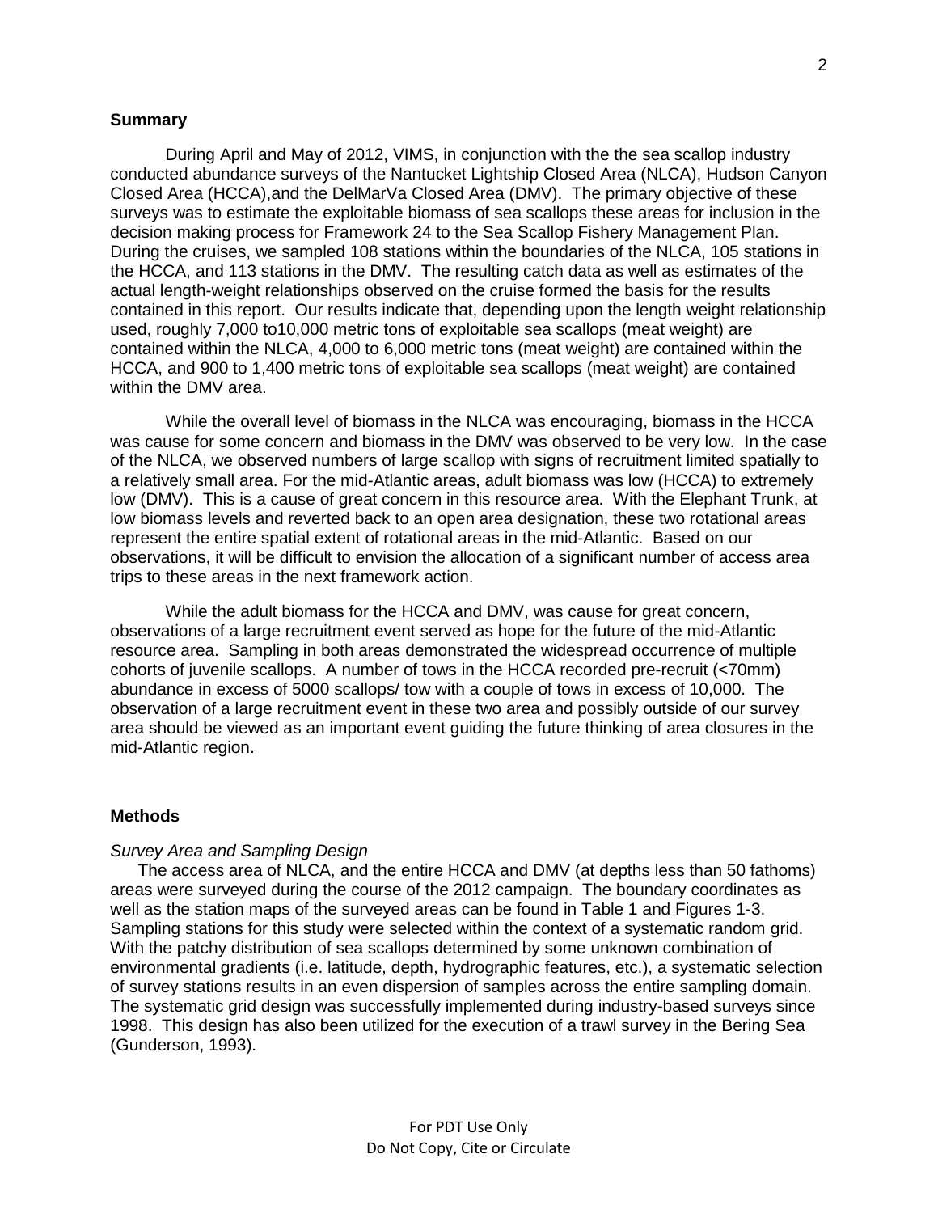## Summary

During April and May of 2012, VIMS, in conjunction with the the sea scallop industry conducted abundance surveys of the Nantucket Lightship Closed Area (NLCA), Hudson Canyon Closed Area (HCCA),and the DelMarVa Closed Area (DMV). The primary objective of these surveys was to estimate the exploitable biomass of sea scallops these areas for inclusion in the decision making process for Framework 24 to the Sea Scallop Fishery Management Plan. During the cruises, we sampled 108 stations within the boundaries of the NLCA, 105 stations in the HCCA, and 113 stations in the DMV. The resulting catch data as well as estimates of the actual length-weight relationships observed on the cruise formed the basis for the results contained in this report. Our results indicate that, depending upon the length weight relationship used, roughly 7,000 to10,000 metric tons of exploitable sea scallops (meat weight) are contained within the NLCA, 4,000 to 6,000 metric tons (meat weight) are contained within the HCCA, and 900 to 1,400 metric tons of exploitable sea scallops (meat weight) are contained within the DMV area.

While the overall level of biomass in the NLCA was encouraging, biomass in the HCCA was cause for some concern and biomass in the DMV was observed to be very low. In the case of the NLCA, we observed numbers of large scallop with signs of recruitment limited spatially to a relatively small area. For the mid-Atlantic areas, adult biomass was low (HCCA) to extremely low (DMV). This is a cause of great concern in this resource area. With the Elephant Trunk, at low biomass levels and reverted back to an open area designation, these two rotational areas represent the entire spatial extent of rotational areas in the mid-Atlantic. Based on our observations, it will be difficult to envision the allocation of a significant number of access area trips to these areas in the next framework action.

While the adult biomass for the HCCA and DMV, was cause for great concern, observations of a large recruitment event served as hope for the future of the mid-Atlantic resource area. Sampling in both areas demonstrated the widespread occurrence of multiple cohorts of juvenile scallops. A number of tows in the HCCA recorded pre-recruit (<70mm) abundance in excess of 5000 scallops/ tow with a couple of tows in excess of 10,000. The observation of a large recruitment event in these two area and possibly outside of our survey area should be viewed as an important event guiding the future thinking of area closures in the mid-Atlantic region.

## Methods

*Survey Area and Sampling Design*

The access area of NLCA, and the entire HCCA and DMV (at depths less than 50 fathoms) areas were surveyed during the course of the 2012 campaign. The boundary coordinates as well as the station maps of the surveyed areas can be found in Table 1 and Figures 1-3. Sampling stations for this study were selected within the context of a systematic random grid. With the patchy distribution of sea scallops determined by some unknown combination of environmental gradients (i.e. latitude, depth, hydrographic features, etc.), a systematic selection of survey stations results in an even dispersion of samples across the entire sampling domain. The systematic grid design was successfully implemented during industry-based surveys since 1998. This design has also been utilized for the execution of a trawl survey in the Bering Sea (Gunderson, 1993).

For PDT Use Only
Do Not Copy, Cite or Circulate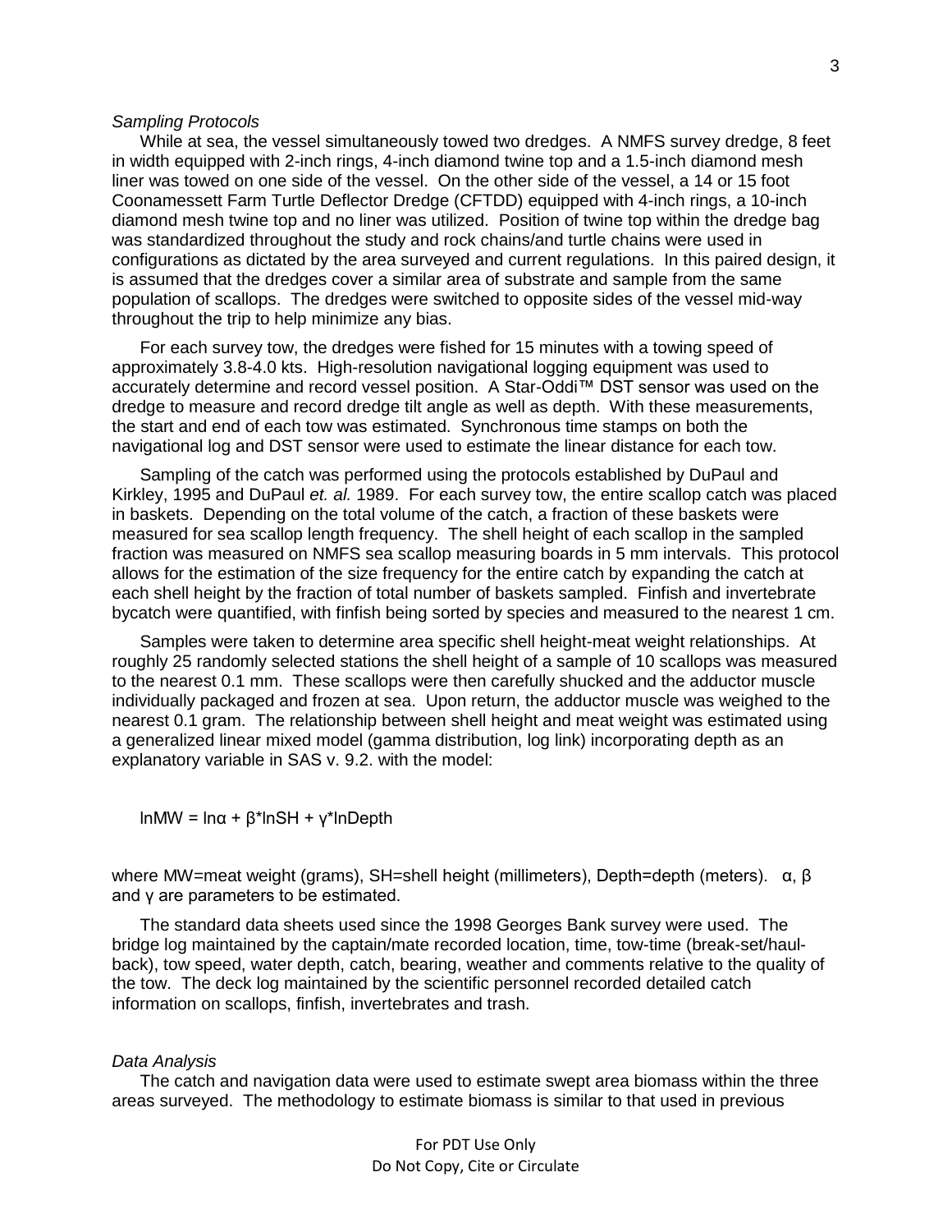*Sampling Protocols*

While at sea, the vessel simultaneously towed two dredges. A NMFS survey dredge, 8 feet in width equipped with 2-inch rings, 4-inch diamond twine top and a 1.5-inch diamond mesh liner was towed on one side of the vessel. On the other side of the vessel, a 14 or 15 foot Coonamessett Farm Turtle Deflector Dredge (CFTDD) equipped with 4-inch rings, a 10-inch diamond mesh twine top and no liner was utilized. Position of twine top within the dredge bag was standardized throughout the study and rock chains/and turtle chains were used in configurations as dictated by the area surveyed and current regulations. In this paired design, it is assumed that the dredges cover a similar area of substrate and sample from the same population of scallops. The dredges were switched to opposite sides of the vessel mid-way throughout the trip to help minimize any bias.

For each survey tow, the dredges were fished for 15 minutes with a towing speed of approximately 3.8-4.0 kts. High-resolution navigational logging equipment was used to accurately determine and record vessel position. A Star-Oddi™ DST sensor was used on the dredge to measure and record dredge tilt angle as well as depth. With these measurements, the start and end of each tow was estimated. Synchronous time stamps on both the navigational log and DST sensor were used to estimate the linear distance for each tow.

Sampling of the catch was performed using the protocols established by DuPaul and Kirkley, 1995 and DuPaul *et. al.* 1989. For each survey tow, the entire scallop catch was placed in baskets. Depending on the total volume of the catch, a fraction of these baskets were measured for sea scallop length frequency. The shell height of each scallop in the sampled fraction was measured on NMFS sea scallop measuring boards in 5 mm intervals. This protocol allows for the estimation of the size frequency for the entire catch by expanding the catch at each shell height by the fraction of total number of baskets sampled. Finfish and invertebrate bycatch were quantified, with finfish being sorted by species and measured to the nearest 1 cm.

Samples were taken to determine area specific shell height-meat weight relationships. At roughly 25 randomly selected stations the shell height of a sample of 10 scallops was measured to the nearest 0.1 mm. These scallops were then carefully shucked and the adductor muscle individually packaged and frozen at sea. Upon return, the adductor muscle was weighed to the nearest 0.1 gram. The relationship between shell height and meat weight was estimated using a generalized linear mixed model (gamma distribution, log link) incorporating depth as an explanatory variable in SAS v. 9.2. with the model:

$$\ln MW = \ln\alpha + \beta*\ln SH + \gamma*\ln Depth$$

where MW=meat weight (grams), SH=shell height (millimeters), Depth=depth (meters). $\alpha$, $\beta$ and $\gamma$ are parameters to be estimated.

The standard data sheets used since the 1998 Georges Bank survey were used. The bridge log maintained by the captain/mate recorded location, time, tow-time (break-set/haul-back), tow speed, water depth, catch, bearing, weather and comments relative to the quality of the tow. The deck log maintained by the scientific personnel recorded detailed catch information on scallops, finfish, invertebrates and trash.

*Data Analysis*

The catch and navigation data were used to estimate swept area biomass within the three areas surveyed. The methodology to estimate biomass is similar to that used in previous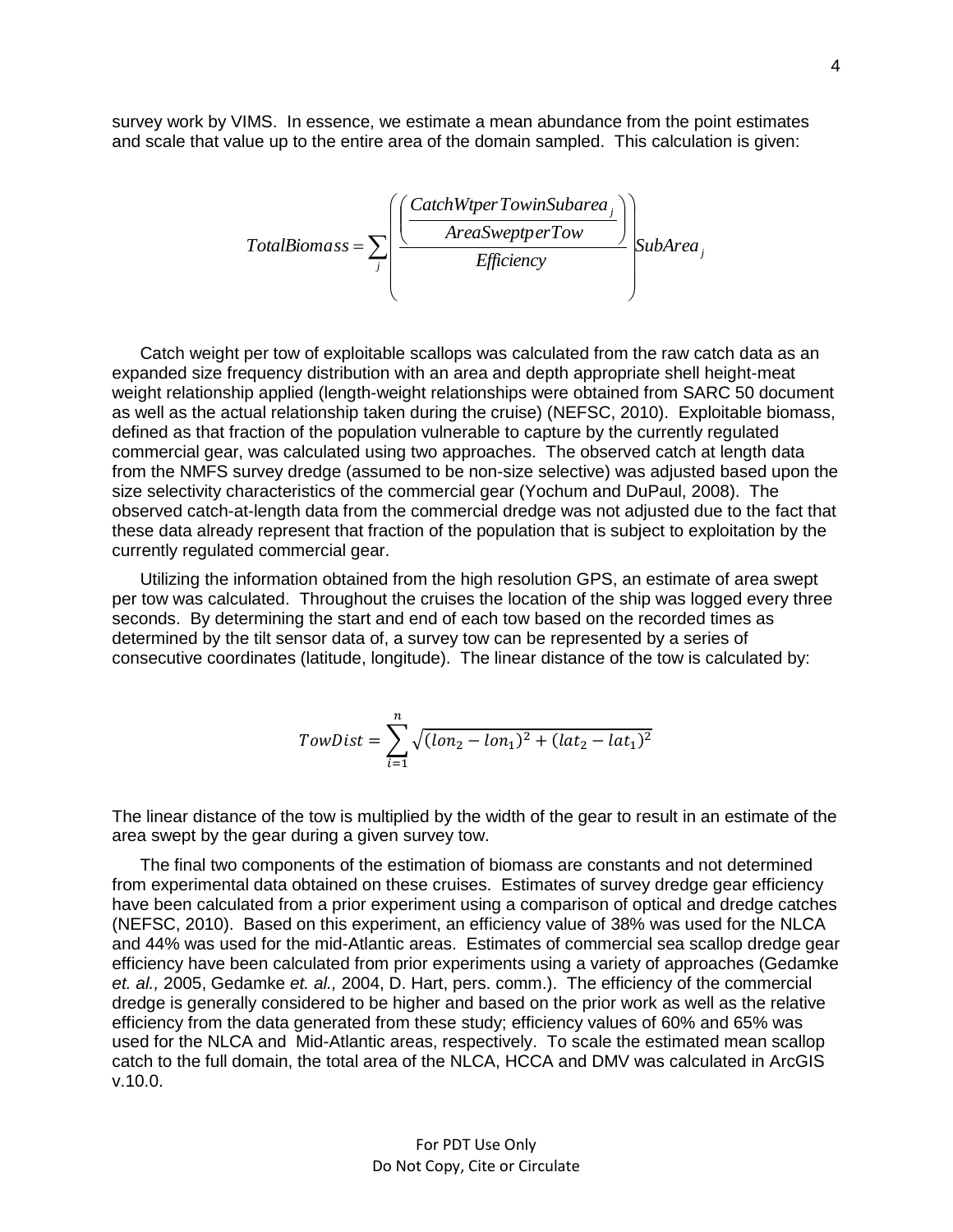survey work by VIMS. In essence, we estimate a mean abundance from the point estimates and scale that value up to the entire area of the domain sampled. This calculation is given:

$$TotalBiomass = \sum_j \left( \frac{\left( \frac{CatchWtperTowinSubarea_j}{AreaSweptperTow} \right)}{Efficiency} SubArea_j \right)$$

Catch weight per tow of exploitable scallops was calculated from the raw catch data as an expanded size frequency distribution with an area and depth appropriate shell height-meat weight relationship applied (length-weight relationships were obtained from SARC 50 document as well as the actual relationship taken during the cruise) (NEFSC, 2010). Exploitable biomass, defined as that fraction of the population vulnerable to capture by the currently regulated commercial gear, was calculated using two approaches. The observed catch at length data from the NMFS survey dredge (assumed to be non-size selective) was adjusted based upon the size selectivity characteristics of the commercial gear (Yochum and DuPaul, 2008). The observed catch-at-length data from the commercial dredge was not adjusted due to the fact that these data already represent that fraction of the population that is subject to exploitation by the currently regulated commercial gear.

Utilizing the information obtained from the high resolution GPS, an estimate of area swept per tow was calculated. Throughout the cruises the location of the ship was logged every three seconds. By determining the start and end of each tow based on the recorded times as determined by the tilt sensor data of, a survey tow can be represented by a series of consecutive coordinates (latitude, longitude). The linear distance of the tow is calculated by:

$$TowDist = \sum_{i=1}^{n} \sqrt{(lon_2 - lon_1)^2 + (lat_2 - lat_1)^2}$$

The linear distance of the tow is multiplied by the width of the gear to result in an estimate of the area swept by the gear during a given survey tow.

The final two components of the estimation of biomass are constants and not determined from experimental data obtained on these cruises. Estimates of survey dredge gear efficiency have been calculated from a prior experiment using a comparison of optical and dredge catches (NEFSC, 2010). Based on this experiment, an efficiency value of 38% was used for the NLCA and 44% was used for the mid-Atlantic areas. Estimates of commercial sea scallop dredge gear efficiency have been calculated from prior experiments using a variety of approaches (Gedamke *et. al.,* 2005, Gedamke *et. al.,* 2004, D. Hart, pers. comm.). The efficiency of the commercial dredge is generally considered to be higher and based on the prior work as well as the relative efficiency from the data generated from these study; efficiency values of 60% and 65% was used for the NLCA and Mid-Atlantic areas, respectively. To scale the estimated mean scallop catch to the full domain, the total area of the NLCA, HCCA and DMV was calculated in ArcGIS v.10.0.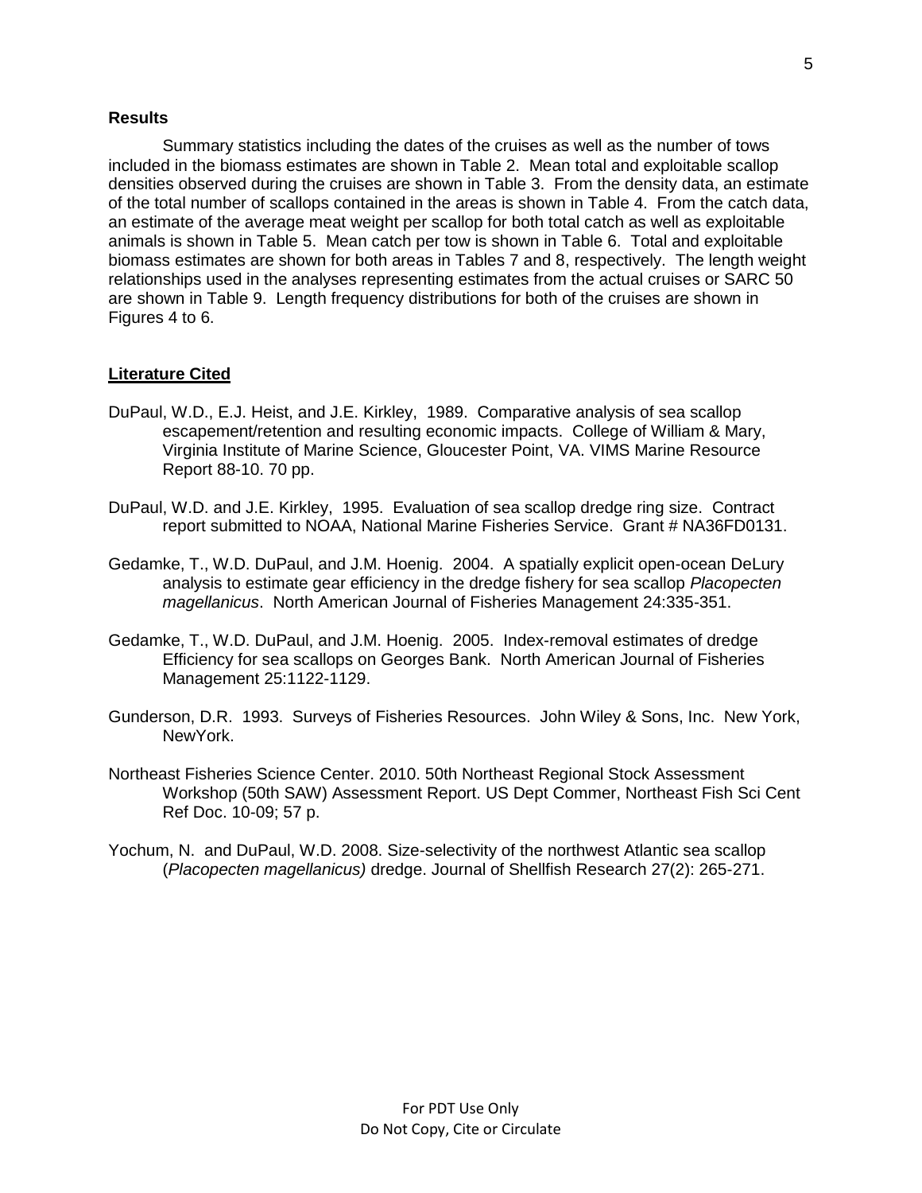## Results

Summary statistics including the dates of the cruises as well as the number of tows included in the biomass estimates are shown in Table 2. Mean total and exploitable scallop densities observed during the cruises are shown in Table 3. From the density data, an estimate of the total number of scallops contained in the areas is shown in Table 4. From the catch data, an estimate of the average meat weight per scallop for both total catch as well as exploitable animals is shown in Table 5. Mean catch per tow is shown in Table 6. Total and exploitable biomass estimates are shown for both areas in Tables 7 and 8, respectively. The length weight relationships used in the analyses representing estimates from the actual cruises or SARC 50 are shown in Table 9. Length frequency distributions for both of the cruises are shown in Figures 4 to 6.

## Literature Cited

DuPaul, W.D., E.J. Heist, and J.E. Kirkley, 1989. Comparative analysis of sea scallop escapement/retention and resulting economic impacts. College of William & Mary, Virginia Institute of Marine Science, Gloucester Point, VA. VIMS Marine Resource Report 88-10. 70 pp.

DuPaul, W.D. and J.E. Kirkley, 1995. Evaluation of sea scallop dredge ring size. Contract report submitted to NOAA, National Marine Fisheries Service. Grant # NA36FD0131.

Gedamke, T., W.D. DuPaul, and J.M. Hoenig. 2004. A spatially explicit open-ocean DeLury analysis to estimate gear efficiency in the dredge fishery for sea scallop *Placopecten magellanicus*. North American Journal of Fisheries Management 24:335-351.

Gedamke, T., W.D. DuPaul, and J.M. Hoenig. 2005. Index-removal estimates of dredge Efficiency for sea scallops on Georges Bank. North American Journal of Fisheries Management 25:1122-1129.

Gunderson, D.R. 1993. Surveys of Fisheries Resources. John Wiley & Sons, Inc. New York, NewYork.

Northeast Fisheries Science Center. 2010. 50th Northeast Regional Stock Assessment Workshop (50th SAW) Assessment Report. US Dept Commer, Northeast Fish Sci Cent Ref Doc. 10-09; 57 p.

Yochum, N. and DuPaul, W.D. 2008. Size-selectivity of the northwest Atlantic sea scallop (*Placopecten magellanicus)* dredge. Journal of Shellfish Research 27(2): 265-271.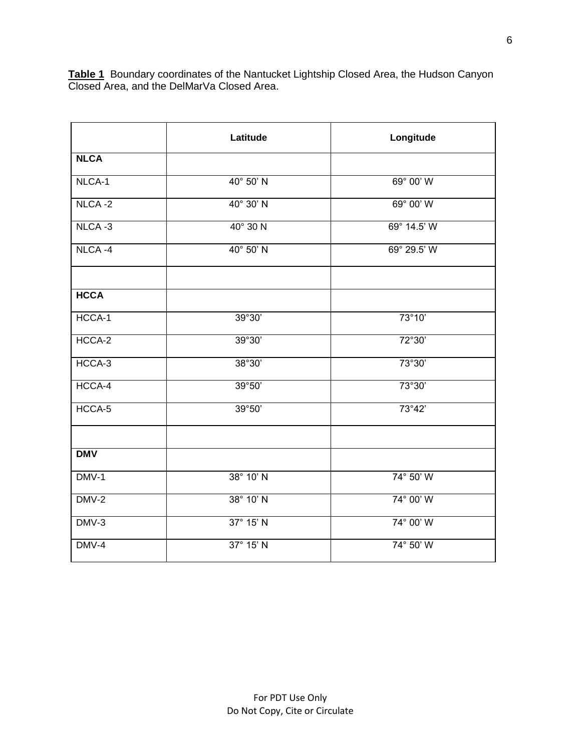**Table 1** Boundary coordinates of the Nantucket Lightship Closed Area, the Hudson Canyon Closed Area, and the DelMarVa Closed Area.

| | Latitude | Longitude |
|---|---|---|
| **NLCA** | | |
| NLCA-1 | 40° 50' N | 69° 00' W |
| NLCA -2 | 40° 30' N | 69° 00' W |
| NLCA -3 | 40° 30 N | 69° 14.5' W |
| NLCA -4 | 40° 50' N | 69° 29.5' W |
| | | |
| **HCCA** | | |
| HCCA-1 | 39°30' | 73°10' |
| HCCA-2 | 39°30' | 72°30' |
| HCCA-3 | 38°30' | 73°30' |
| HCCA-4 | 39°50' | 73°30' |
| HCCA-5 | 39°50' | 73°42' |
| | | |
| **DMV** | | |
| DMV-1 | 38° 10' N | 74° 50' W |
| DMV-2 | 38° 10' N | 74° 00' W |
| DMV-3 | 37° 15' N | 74° 00' W |
| DMV-4 | 37° 15' N | 74° 50' W |

For PDT Use Only
Do Not Copy, Cite or Circulate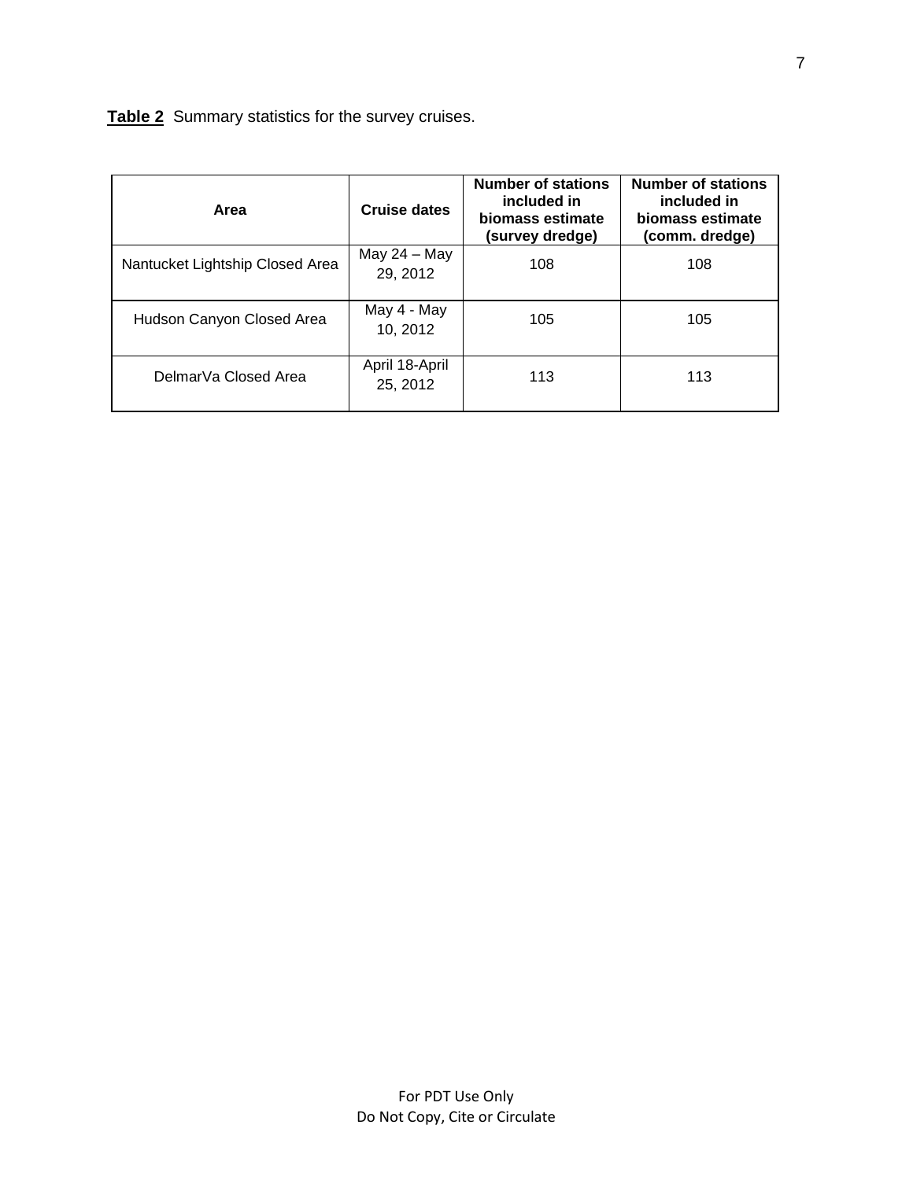**Table 2** Summary statistics for the survey cruises.

| Area | Cruise dates | Number of stations included in biomass estimate (survey dredge) | Number of stations included in biomass estimate (comm. dredge) |
|---|---|---|---|
| Nantucket Lightship Closed Area | May 24 – May 29, 2012 | 108 | 108 |
| Hudson Canyon Closed Area | May 4 - May 10, 2012 | 105 | 105 |
| DelmarVa Closed Area | April 18-April 25, 2012 | 113 | 113 |

For PDT Use Only
Do Not Copy, Cite or Circulate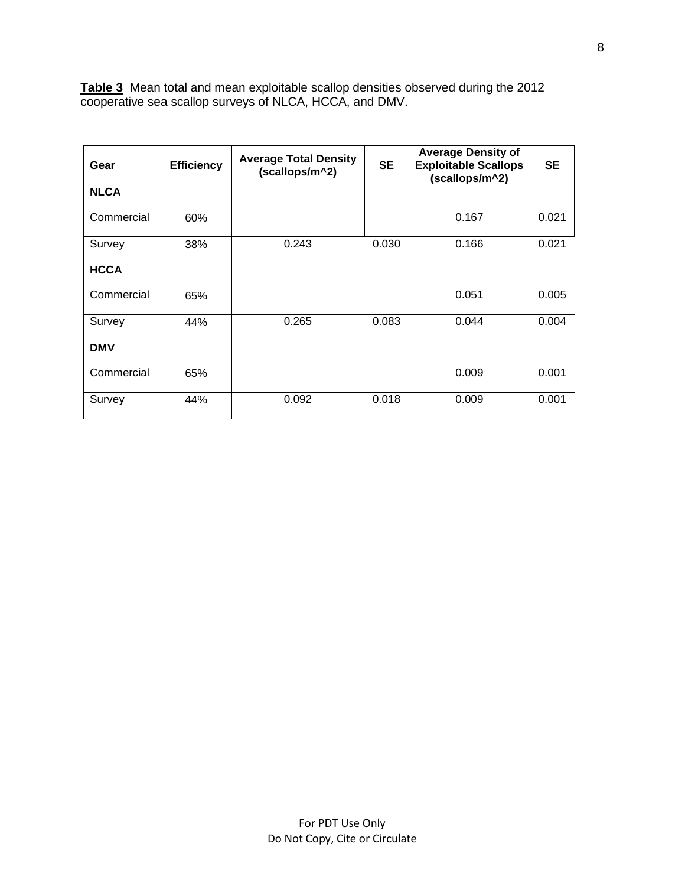**Table 3** Mean total and mean exploitable scallop densities observed during the 2012 cooperative sea scallop surveys of NLCA, HCCA, and DMV.

| Gear | Efficiency | Average Total Density (scallops/m^2) | SE | Average Density of Exploitable Scallops (scallops/m^2) | SE |
|---|---|---|---|---|---|
| **NLCA** | | | | | |
| Commercial | 60% | | | 0.167 | 0.021 |
| Survey | 38% | 0.243 | 0.030 | 0.166 | 0.021 |
| **HCCA** | | | | | |
| Commercial | 65% | | | 0.051 | 0.005 |
| Survey | 44% | 0.265 | 0.083 | 0.044 | 0.004 |
| **DMV** | | | | | |
| Commercial | 65% | | | 0.009 | 0.001 |
| Survey | 44% | 0.092 | 0.018 | 0.009 | 0.001 |

For PDT Use Only
Do Not Copy, Cite or Circulate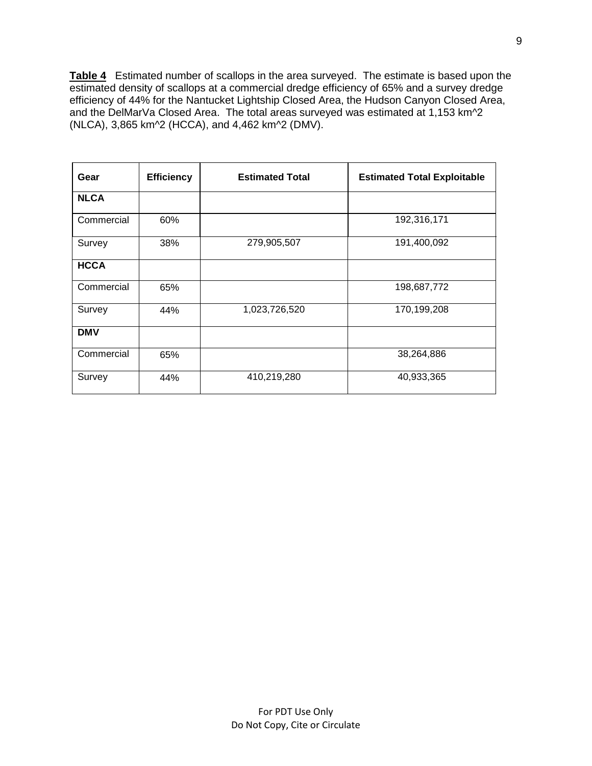**Table 4** Estimated number of scallops in the area surveyed. The estimate is based upon the estimated density of scallops at a commercial dredge efficiency of 65% and a survey dredge efficiency of 44% for the Nantucket Lightship Closed Area, the Hudson Canyon Closed Area, and the DelMarVa Closed Area. The total areas surveyed was estimated at 1,153 km^2 (NLCA), 3,865 km^2 (HCCA), and 4,462 km^2 (DMV).

| Gear | Efficiency | Estimated Total | Estimated Total Exploitable |
|---|---|---|---|
| **NLCA** | | | |
| Commercial | 60% | | 192,316,171 |
| Survey | 38% | 279,905,507 | 191,400,092 |
| **HCCA** | | | |
| Commercial | 65% | | 198,687,772 |
| Survey | 44% | 1,023,726,520 | 170,199,208 |
| **DMV** | | | |
| Commercial | 65% | | 38,264,886 |
| Survey | 44% | 410,219,280 | 40,933,365 |

For PDT Use Only
Do Not Copy, Cite or Circulate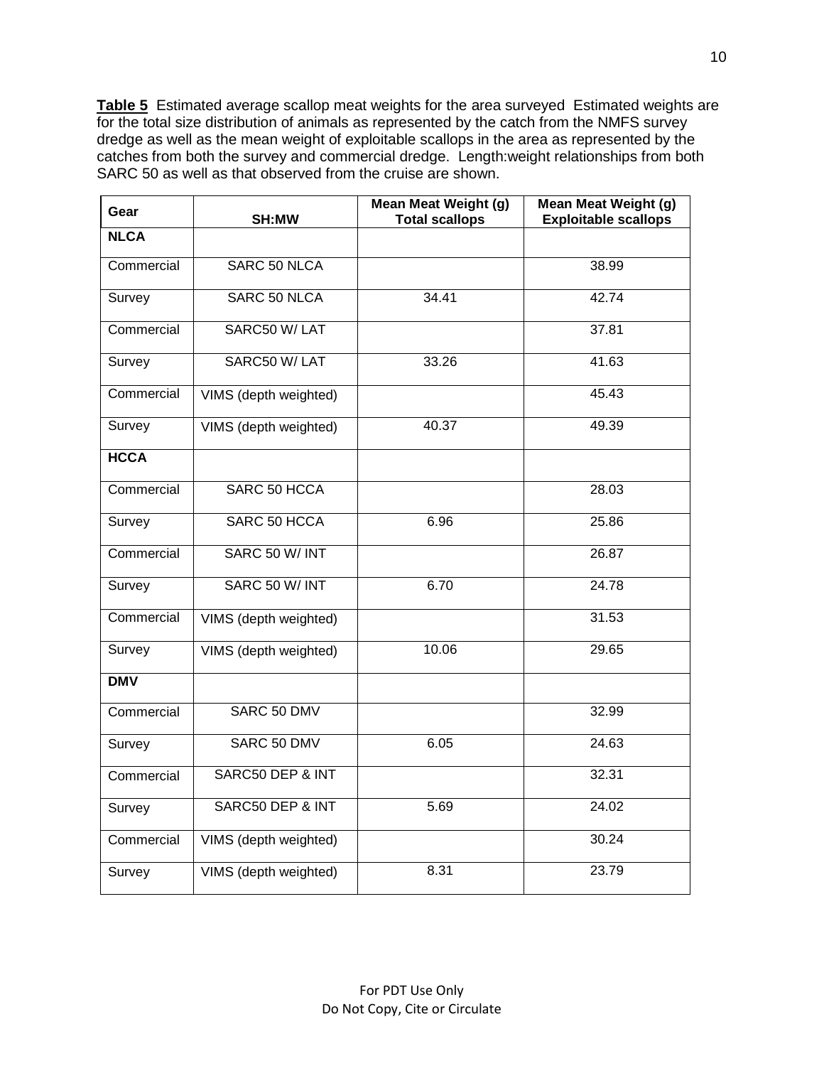**Table 5** Estimated average scallop meat weights for the area surveyed Estimated weights are for the total size distribution of animals as represented by the catch from the NMFS survey dredge as well as the mean weight of exploitable scallops in the area as represented by the catches from both the survey and commercial dredge. Length:weight relationships from both SARC 50 as well as that observed from the cruise are shown.

| Gear | SH:MW | Mean Meat Weight (g) Total scallops | Mean Meat Weight (g) Exploitable scallops |
|---|---|---|---|
| **NLCA** | | | |
| Commercial | SARC 50 NLCA | | 38.99 |
| Survey | SARC 50 NLCA | 34.41 | 42.74 |
| Commercial | SARC50 W/ LAT | | 37.81 |
| Survey | SARC50 W/ LAT | 33.26 | 41.63 |
| Commercial | VIMS (depth weighted) | | 45.43 |
| Survey | VIMS (depth weighted) | 40.37 | 49.39 |
| **HCCA** | | | |
| Commercial | SARC 50 HCCA | | 28.03 |
| Survey | SARC 50 HCCA | 6.96 | 25.86 |
| Commercial | SARC 50 W/ INT | | 26.87 |
| Survey | SARC 50 W/ INT | 6.70 | 24.78 |
| Commercial | VIMS (depth weighted) | | 31.53 |
| Survey | VIMS (depth weighted) | 10.06 | 29.65 |
| **DMV** | | | |
| Commercial | SARC 50 DMV | | 32.99 |
| Survey | SARC 50 DMV | 6.05 | 24.63 |
| Commercial | SARC50 DEP & INT | | 32.31 |
| Survey | SARC50 DEP & INT | 5.69 | 24.02 |
| Commercial | VIMS (depth weighted) | | 30.24 |
| Survey | VIMS (depth weighted) | 8.31 | 23.79 |

For PDT Use Only
Do Not Copy, Cite or Circulate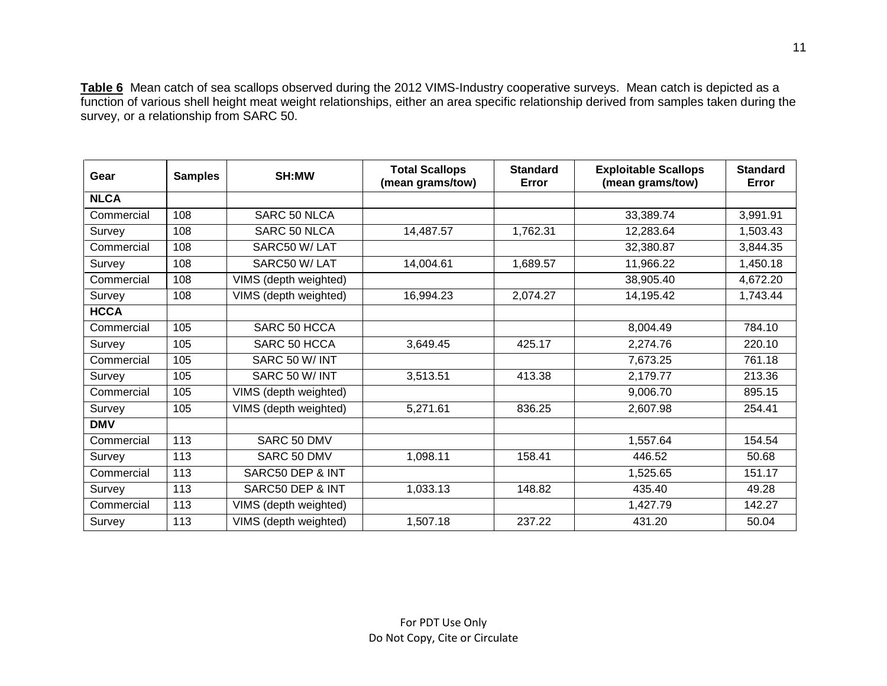**Table 6** Mean catch of sea scallops observed during the 2012 VIMS-Industry cooperative surveys. Mean catch is depicted as a function of various shell height meat weight relationships, either an area specific relationship derived from samples taken during the survey, or a relationship from SARC 50.

| Gear | Samples | SH:MW | Total Scallops (mean grams/tow) | Standard Error | Exploitable Scallops (mean grams/tow) | Standard Error |
|---|---|---|---|---|---|---|
| **NLCA** | | | | | | |
| Commercial | 108 | SARC 50 NLCA | | | 33,389.74 | 3,991.91 |
| Survey | 108 | SARC 50 NLCA | 14,487.57 | 1,762.31 | 12,283.64 | 1,503.43 |
| Commercial | 108 | SARC50 W/ LAT | | | 32,380.87 | 3,844.35 |
| Survey | 108 | SARC50 W/ LAT | 14,004.61 | 1,689.57 | 11,966.22 | 1,450.18 |
| Commercial | 108 | VIMS (depth weighted) | | | 38,905.40 | 4,672.20 |
| Survey | 108 | VIMS (depth weighted) | 16,994.23 | 2,074.27 | 14,195.42 | 1,743.44 |
| **HCCA** | | | | | | |
| Commercial | 105 | SARC 50 HCCA | | | 8,004.49 | 784.10 |
| Survey | 105 | SARC 50 HCCA | 3,649.45 | 425.17 | 2,274.76 | 220.10 |
| Commercial | 105 | SARC 50 W/ INT | | | 7,673.25 | 761.18 |
| Survey | 105 | SARC 50 W/ INT | 3,513.51 | 413.38 | 2,179.77 | 213.36 |
| Commercial | 105 | VIMS (depth weighted) | | | 9,006.70 | 895.15 |
| Survey | 105 | VIMS (depth weighted) | 5,271.61 | 836.25 | 2,607.98 | 254.41 |
| **DMV** | | | | | | |
| Commercial | 113 | SARC 50 DMV | | | 1,557.64 | 154.54 |
| Survey | 113 | SARC 50 DMV | 1,098.11 | 158.41 | 446.52 | 50.68 |
| Commercial | 113 | SARC50 DEP & INT | | | 1,525.65 | 151.17 |
| Survey | 113 | SARC50 DEP & INT | 1,033.13 | 148.82 | 435.40 | 49.28 |
| Commercial | 113 | VIMS (depth weighted) | | | 1,427.79 | 142.27 |
| Survey | 113 | VIMS (depth weighted) | 1,507.18 | 237.22 | 431.20 | 50.04 |

For PDT Use Only
Do Not Copy, Cite or Circulate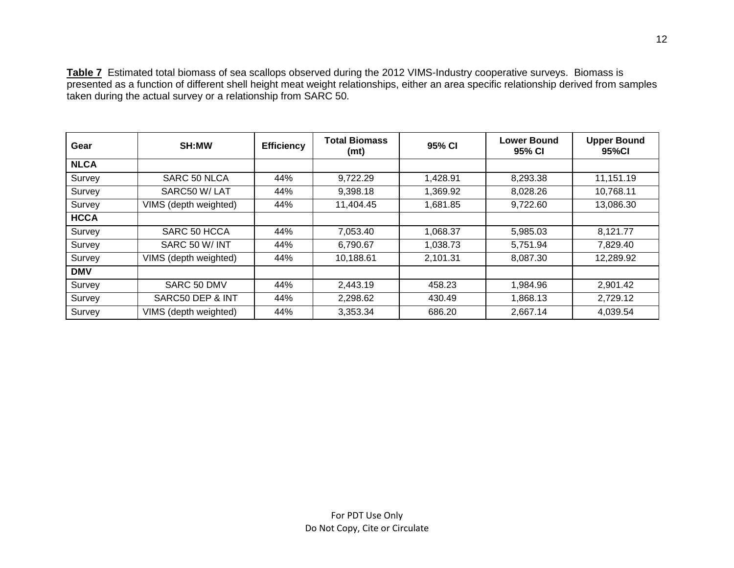**Table 7** Estimated total biomass of sea scallops observed during the 2012 VIMS-Industry cooperative surveys. Biomass is presented as a function of different shell height meat weight relationships, either an area specific relationship derived from samples taken during the actual survey or a relationship from SARC 50.

| Gear | SH:MW | Efficiency | Total Biomass (mt) | 95% CI | Lower Bound 95% CI | Upper Bound 95%CI |
|---|---|---|---|---|---|---|
| **NLCA** | | | | | | |
| Survey | SARC 50 NLCA | 44% | 9,722.29 | 1,428.91 | 8,293.38 | 11,151.19 |
| Survey | SARC50 W/ LAT | 44% | 9,398.18 | 1,369.92 | 8,028.26 | 10,768.11 |
| Survey | VIMS (depth weighted) | 44% | 11,404.45 | 1,681.85 | 9,722.60 | 13,086.30 |
| **HCCA** | | | | | | |
| Survey | SARC 50 HCCA | 44% | 7,053.40 | 1,068.37 | 5,985.03 | 8,121.77 |
| Survey | SARC 50 W/ INT | 44% | 6,790.67 | 1,038.73 | 5,751.94 | 7,829.40 |
| Survey | VIMS (depth weighted) | 44% | 10,188.61 | 2,101.31 | 8,087.30 | 12,289.92 |
| **DMV** | | | | | | |
| Survey | SARC 50 DMV | 44% | 2,443.19 | 458.23 | 1,984.96 | 2,901.42 |
| Survey | SARC50 DEP & INT | 44% | 2,298.62 | 430.49 | 1,868.13 | 2,729.12 |
| Survey | VIMS (depth weighted) | 44% | 3,353.34 | 686.20 | 2,667.14 | 4,039.54 |

For PDT Use Only
Do Not Copy, Cite or Circulate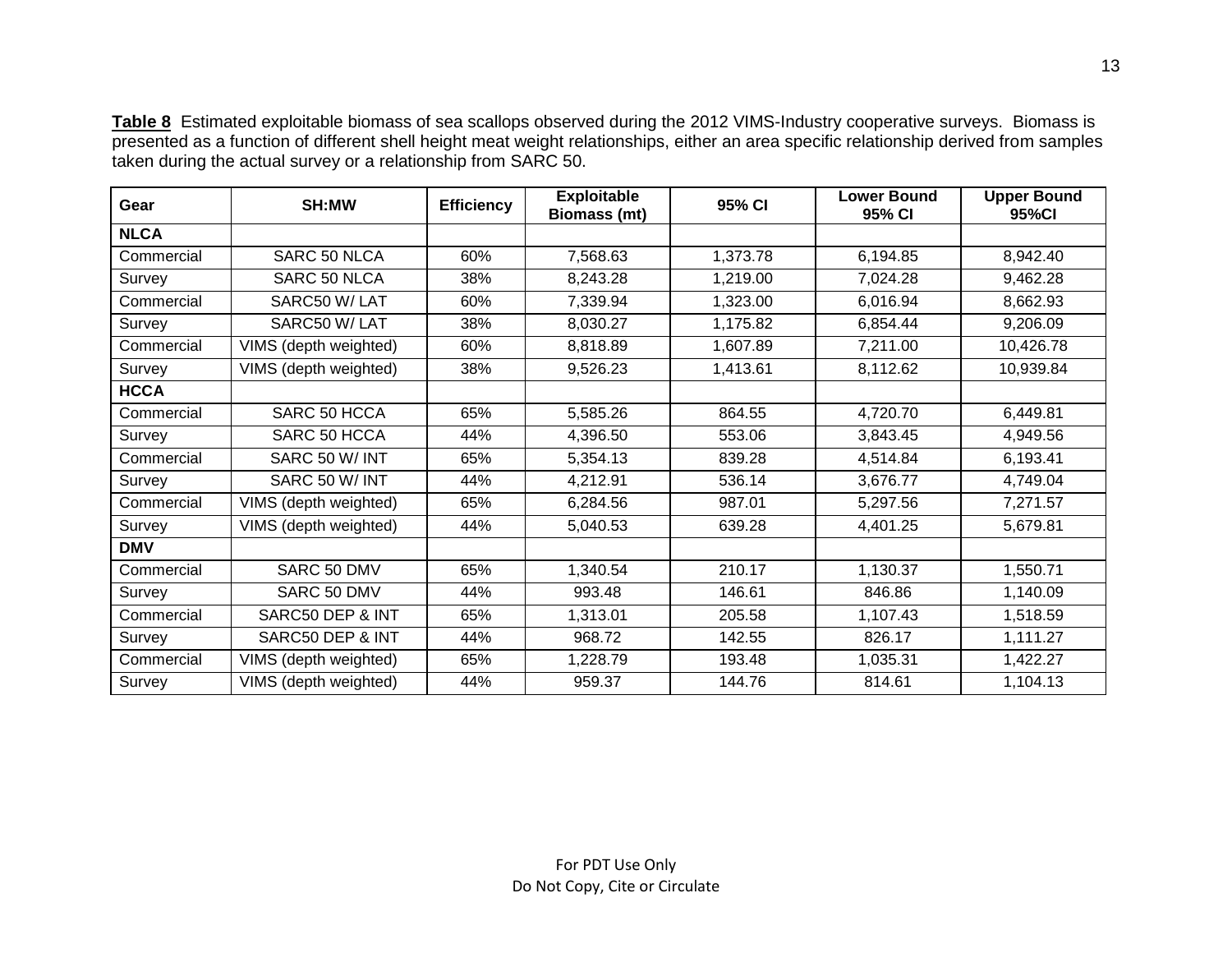**Table 8** Estimated exploitable biomass of sea scallops observed during the 2012 VIMS-Industry cooperative surveys. Biomass is presented as a function of different shell height meat weight relationships, either an area specific relationship derived from samples taken during the actual survey or a relationship from SARC 50.

| Gear | SH:MW | Efficiency | Exploitable Biomass (mt) | 95% CI | Lower Bound 95% CI | Upper Bound 95%CI |
|---|---|---|---|---|---|---|
| **NLCA** | | | | | | |
| Commercial | SARC 50 NLCA | 60% | 7,568.63 | 1,373.78 | 6,194.85 | 8,942.40 |
| Survey | SARC 50 NLCA | 38% | 8,243.28 | 1,219.00 | 7,024.28 | 9,462.28 |
| Commercial | SARC50 W/ LAT | 60% | 7,339.94 | 1,323.00 | 6,016.94 | 8,662.93 |
| Survey | SARC50 W/ LAT | 38% | 8,030.27 | 1,175.82 | 6,854.44 | 9,206.09 |
| Commercial | VIMS (depth weighted) | 60% | 8,818.89 | 1,607.89 | 7,211.00 | 10,426.78 |
| Survey | VIMS (depth weighted) | 38% | 9,526.23 | 1,413.61 | 8,112.62 | 10,939.84 |
| **HCCA** | | | | | | |
| Commercial | SARC 50 HCCA | 65% | 5,585.26 | 864.55 | 4,720.70 | 6,449.81 |
| Survey | SARC 50 HCCA | 44% | 4,396.50 | 553.06 | 3,843.45 | 4,949.56 |
| Commercial | SARC 50 W/ INT | 65% | 5,354.13 | 839.28 | 4,514.84 | 6,193.41 |
| Survey | SARC 50 W/ INT | 44% | 4,212.91 | 536.14 | 3,676.77 | 4,749.04 |
| Commercial | VIMS (depth weighted) | 65% | 6,284.56 | 987.01 | 5,297.56 | 7,271.57 |
| Survey | VIMS (depth weighted) | 44% | 5,040.53 | 639.28 | 4,401.25 | 5,679.81 |
| **DMV** | | | | | | |
| Commercial | SARC 50 DMV | 65% | 1,340.54 | 210.17 | 1,130.37 | 1,550.71 |
| Survey | SARC 50 DMV | 44% | 993.48 | 146.61 | 846.86 | 1,140.09 |
| Commercial | SARC50 DEP & INT | 65% | 1,313.01 | 205.58 | 1,107.43 | 1,518.59 |
| Survey | SARC50 DEP & INT | 44% | 968.72 | 142.55 | 826.17 | 1,111.27 |
| Commercial | VIMS (depth weighted) | 65% | 1,228.79 | 193.48 | 1,035.31 | 1,422.27 |
| Survey | VIMS (depth weighted) | 44% | 959.37 | 144.76 | 814.61 | 1,104.13 |

For PDT Use Only
Do Not Copy, Cite or Circulate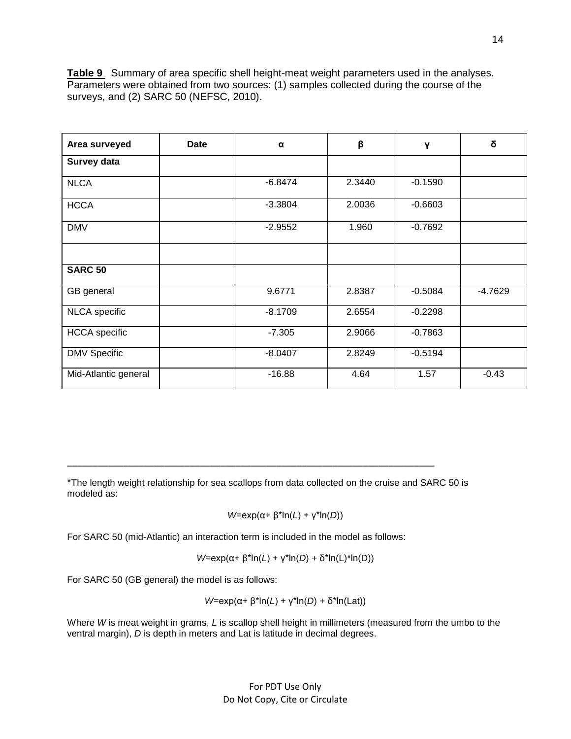**Table 9** Summary of area specific shell height-meat weight parameters used in the analyses. Parameters were obtained from two sources: (1) samples collected during the course of the surveys, and (2) SARC 50 (NEFSC, 2010).

| Area surveyed | Date | α | β | γ | δ |
|---|---|---|---|---|---|
| **Survey data** | | | | | |
| NLCA | | -6.8474 | 2.3440 | -0.1590 | |
| HCCA | | -3.3804 | 2.0036 | -0.6603 | |
| DMV | | -2.9552 | 1.960 | -0.7692 | |
| | | | | | |
| **SARC 50** | | | | | |
| GB general | | 9.6771 | 2.8387 | -0.5084 | -4.7629 |
| NLCA specific | | -8.1709 | 2.6554 | -0.2298 | |
| HCCA specific | | -7.305 | 2.9066 | -0.7863 | |
| DMV Specific | | -8.0407 | 2.8249 | -0.5194 | |
| Mid-Atlantic general | | -16.88 | 4.64 | 1.57 | -0.43 |

---

*The length weight relationship for sea scallops from data collected on the cruise and SARC 50 is modeled as:

$$W=\exp(\alpha+ \beta*\ln(L) + \gamma*\ln(D))$$

For SARC 50 (mid-Atlantic) an interaction term is included in the model as follows:

$$W=\exp(\alpha+ \beta*\ln(L) + \gamma*\ln(D) + \delta*\ln(L)*\ln(D))$$

For SARC 50 (GB general) the model is as follows:

$$W=\exp(\alpha+ \beta*\ln(L) + \gamma*\ln(D) + \delta*\ln(Lat))$$

Where $W$ is meat weight in grams, $L$ is scallop shell height in millimeters (measured from the umbo to the ventral margin), $D$ is depth in meters and Lat is latitude in decimal degrees.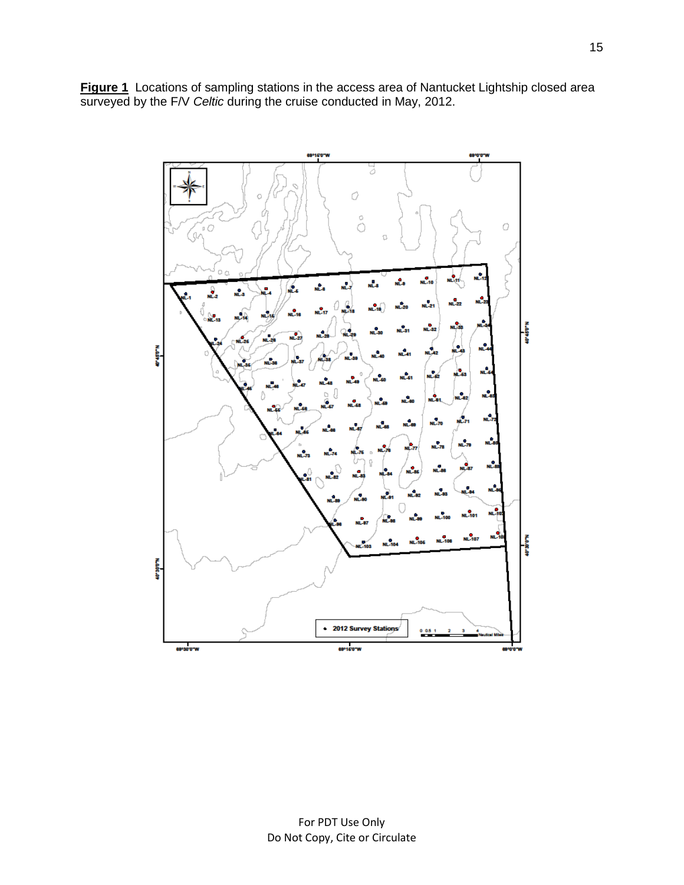**Figure 1** Locations of sampling stations in the access area of Nantucket Lightship closed area surveyed by the F/V *Celtic* during the cruise conducted in May, 2012.

For PDT Use Only
Do Not Copy, Cite or Circulate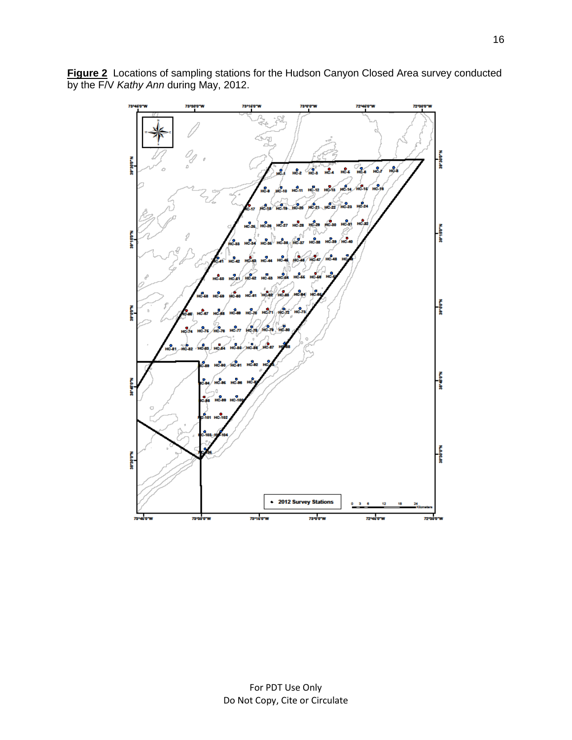**Figure 2** Locations of sampling stations for the Hudson Canyon Closed Area survey conducted by the F/V *Kathy Ann* during May, 2012.

For PDT Use Only
Do Not Copy, Cite or Circulate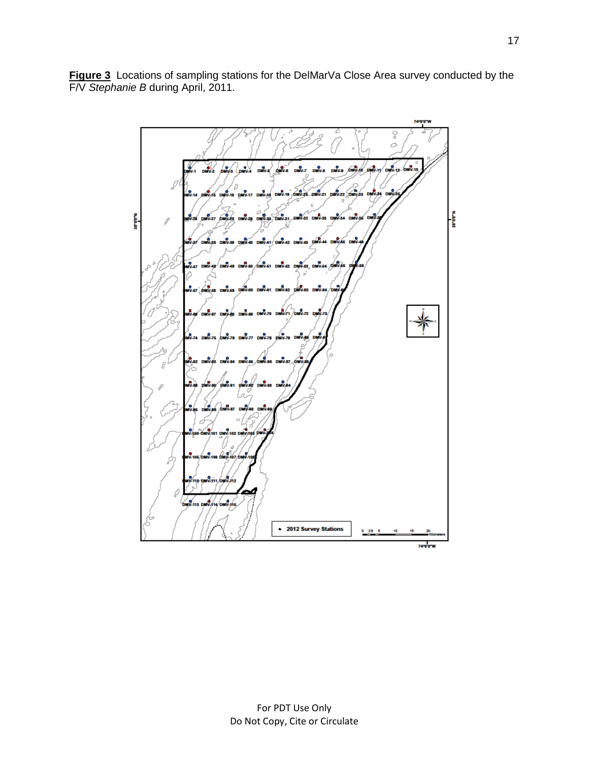**Figure 3** Locations of sampling stations for the DelMarVa Close Area survey conducted by the F/V *Stephanie B* during April, 2011.

For PDT Use Only
Do Not Copy, Cite or Circulate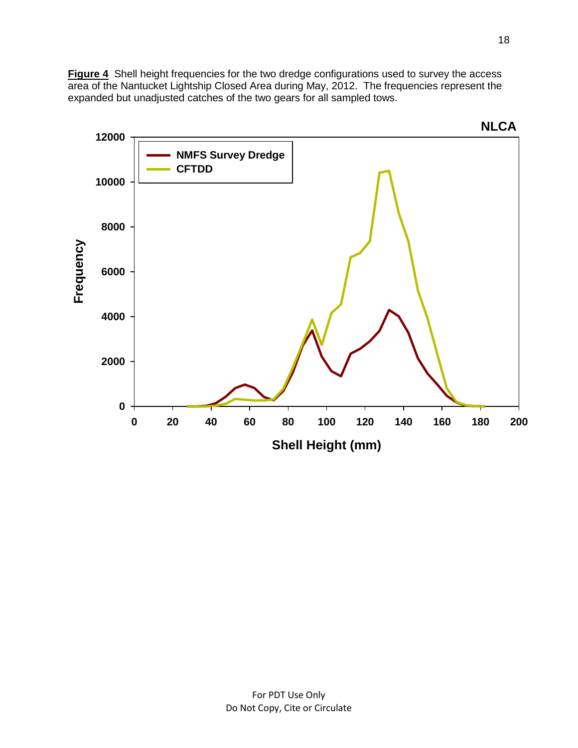**Figure 4** Shell height frequencies for the two dredge configurations used to survey the access area of the Nantucket Lightship Closed Area during May, 2012. The frequencies represent the expanded but unadjusted catches of the two gears for all sampled tows.

For PDT Use Only
Do Not Copy, Cite or Circulate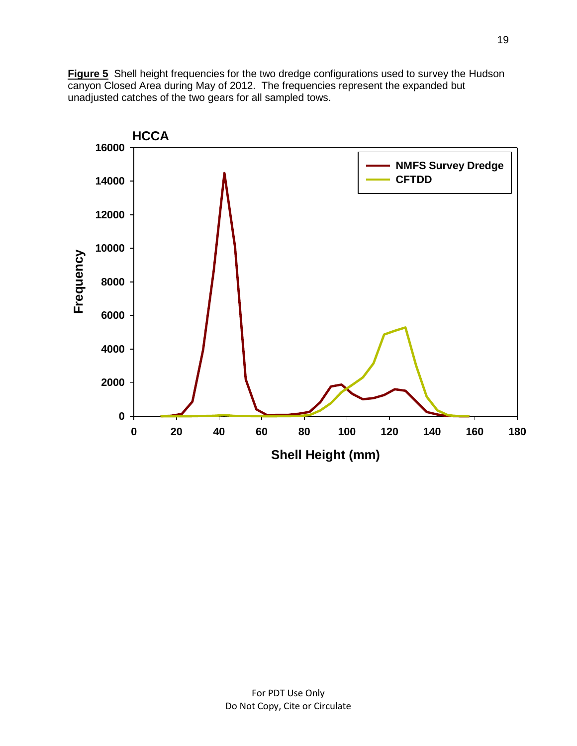**Figure 5** Shell height frequencies for the two dredge configurations used to survey the Hudson canyon Closed Area during May of 2012. The frequencies represent the expanded but unadjusted catches of the two gears for all sampled tows.

For PDT Use Only
Do Not Copy, Cite or Circulate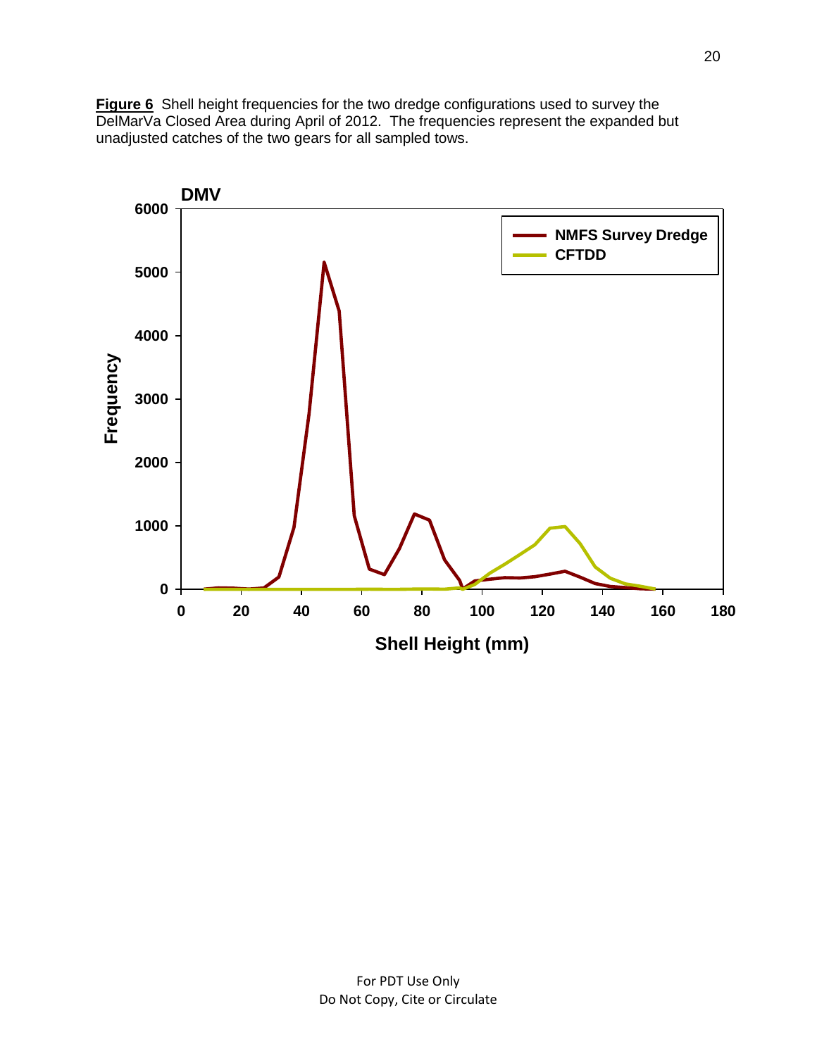**Figure 6** Shell height frequencies for the two dredge configurations used to survey the DelMarVa Closed Area during April of 2012. The frequencies represent the expanded but unadjusted catches of the two gears for all sampled tows.

DMV

6000
5000
4000
3000
2000
1000
0

Frequency

0 20 40 60 80 100 120 140 160 180

Shell Height (mm)

NMFS Survey Dredge
CFTDD

For PDT Use Only
Do Not Copy, Cite or Circulate